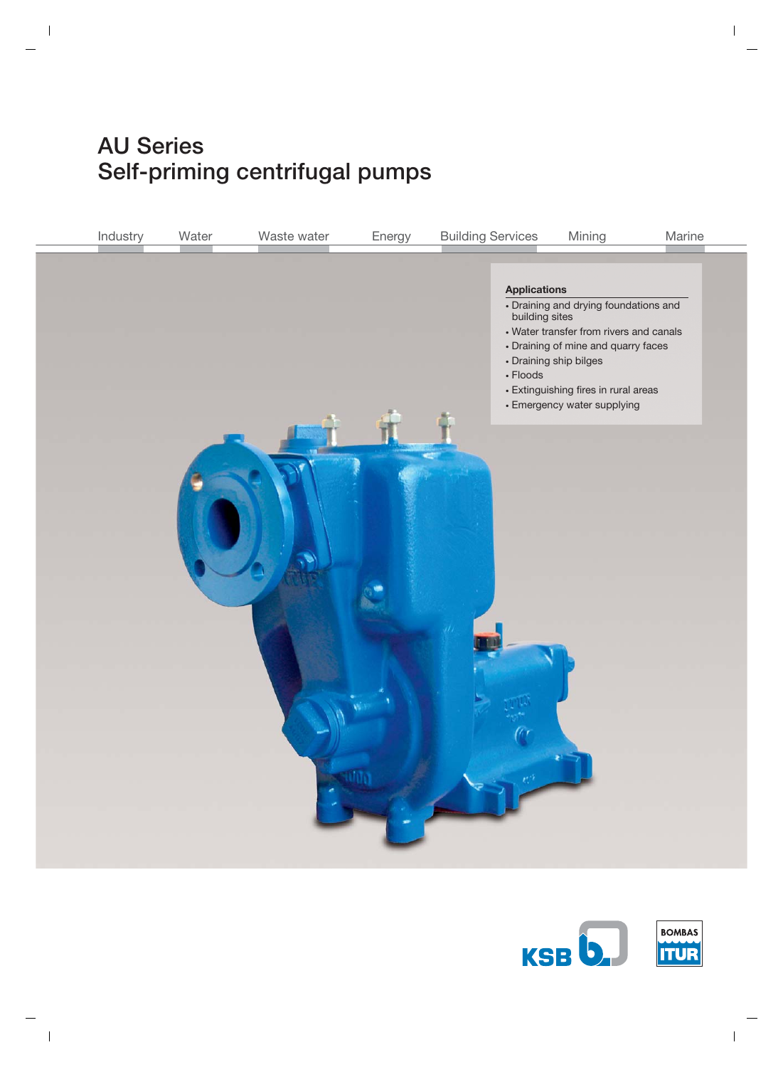# AU Series
# Self-priming centrifugal pumps

Industry Water Waste water Energy Building Services Mining Marine

**Applications**

- Draining and drying foundations and building sites
- Water transfer from rivers and canals
- Draining of mine and quarry faces
- Draining ship bilges
- Floods
- Extinguishing fires in rural areas
- Emergency water supplying

KSB

BOMBAS ITUR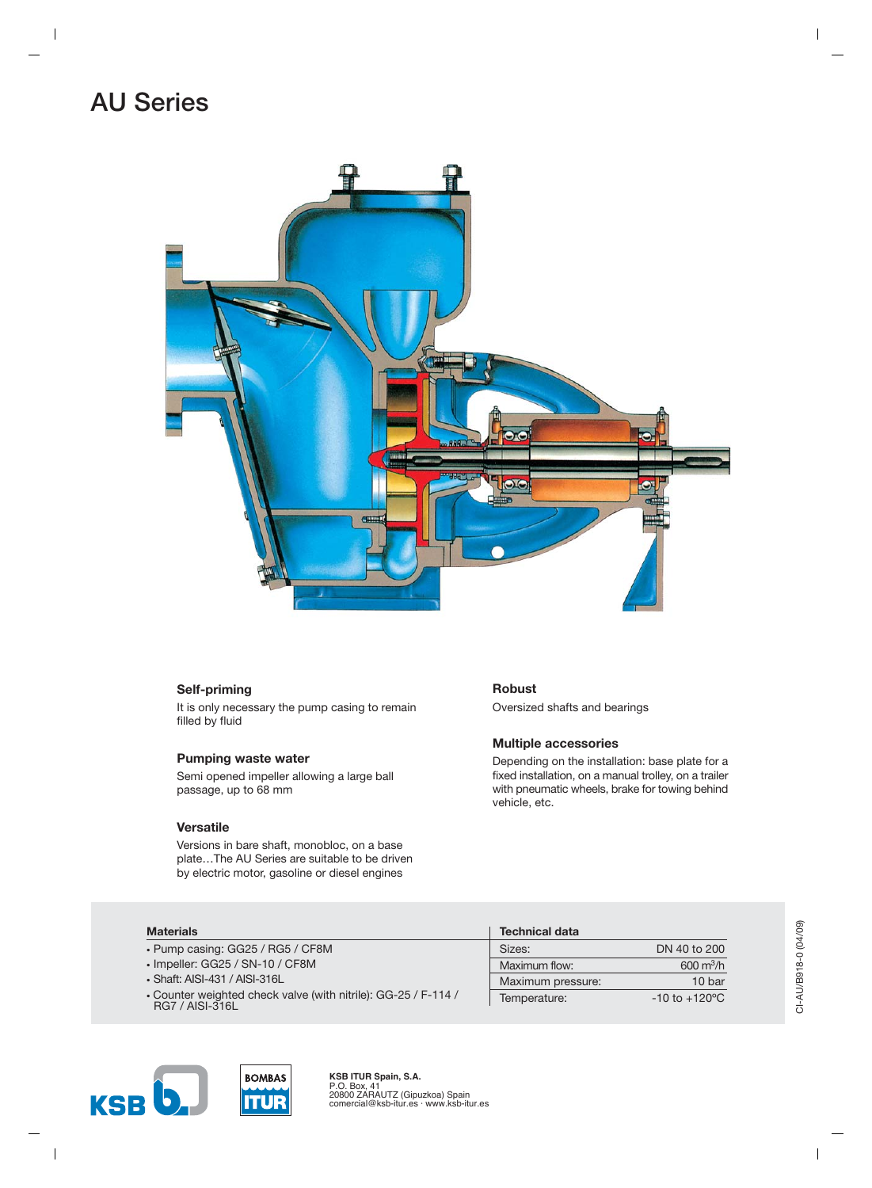# AU Series

### Self-priming

It is only necessary the pump casing to remain filled by fluid

### Pumping waste water

Semi opened impeller allowing a large ball passage, up to 68 mm

### Versatile

Versions in bare shaft, monobloc, on a base plate…The AU Series are suitable to be driven by electric motor, gasoline or diesel engines

### Robust

Oversized shafts and bearings

### Multiple accessories

Depending on the installation: base plate for a fixed installation, on a manual trolley, on a trailer with pneumatic wheels, brake for towing behind vehicle, etc.

**Materials**

- Pump casing: GG25 / RG5 / CF8M
- Impeller: GG25 / SN-10 / CF8M
- Shaft: AISI-431 / AISI-316L
- Counter weighted check valve (with nitrile): GG-25 / F-114 / RG7 / AISI-316L

| Technical data | |
|---|---|
| Sizes: | DN 40 to 200 |
| Maximum flow: | 600 $m^3/h$ |
| Maximum pressure: | 10 bar |
| Temperature: | -10 to +120ºC |

CI-AU/B918-0 (04/09)

KSB BOMBAS ITUR

**KSB ITUR Spain, S.A.**
P.O. Box, 41
20800 ZARAUTZ (Gipuzkoa) Spain
comercial@ksb-itur.es · www.ksb-itur.es